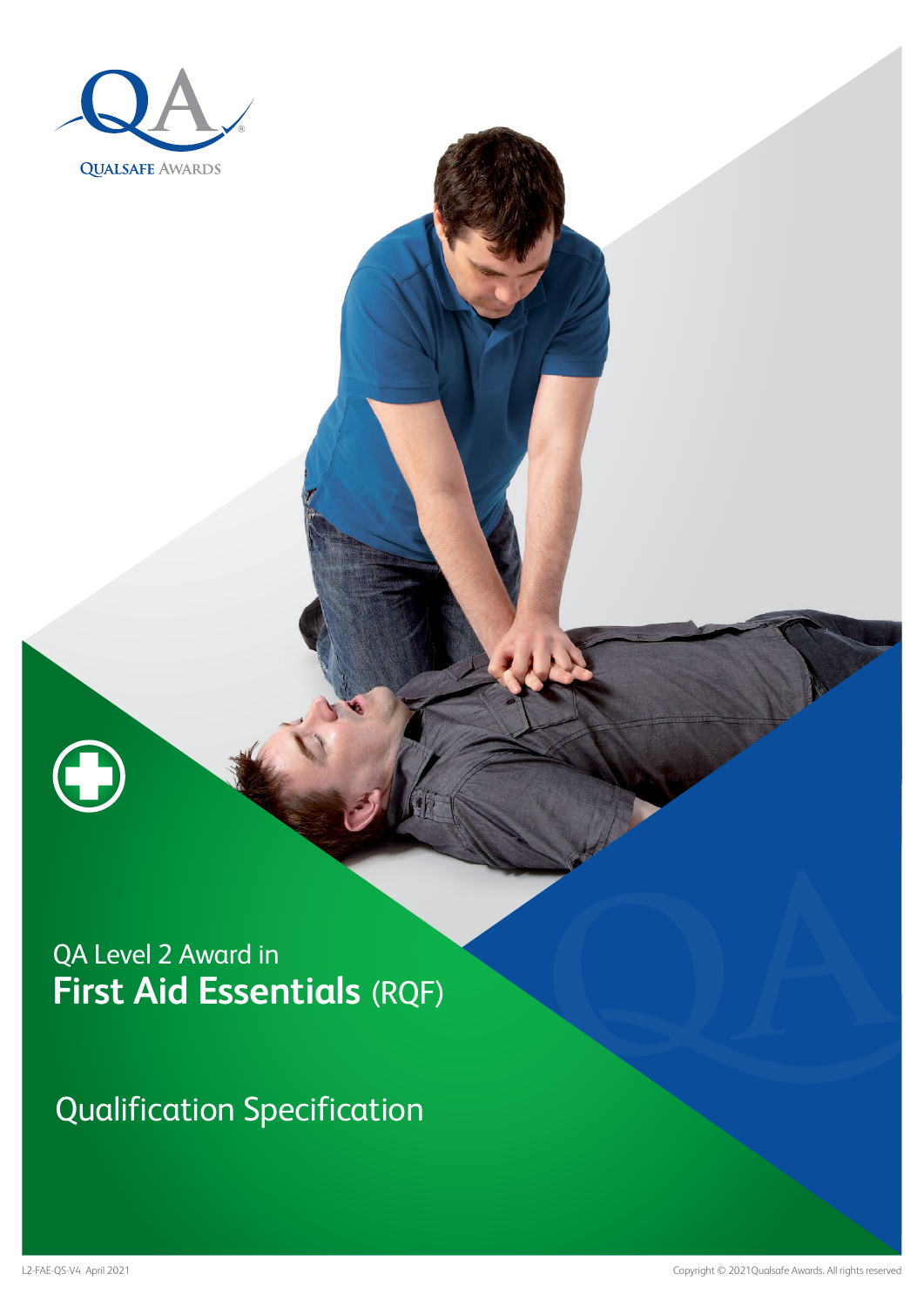QUALSAFE AWARDS

QA Level 2 Award in

# First Aid Essentials (RQF)

## Qualification Specification

L2-FAE-QS-V4 April 2021

Copyright © 2021 Qualsafe Awards. All rights reserved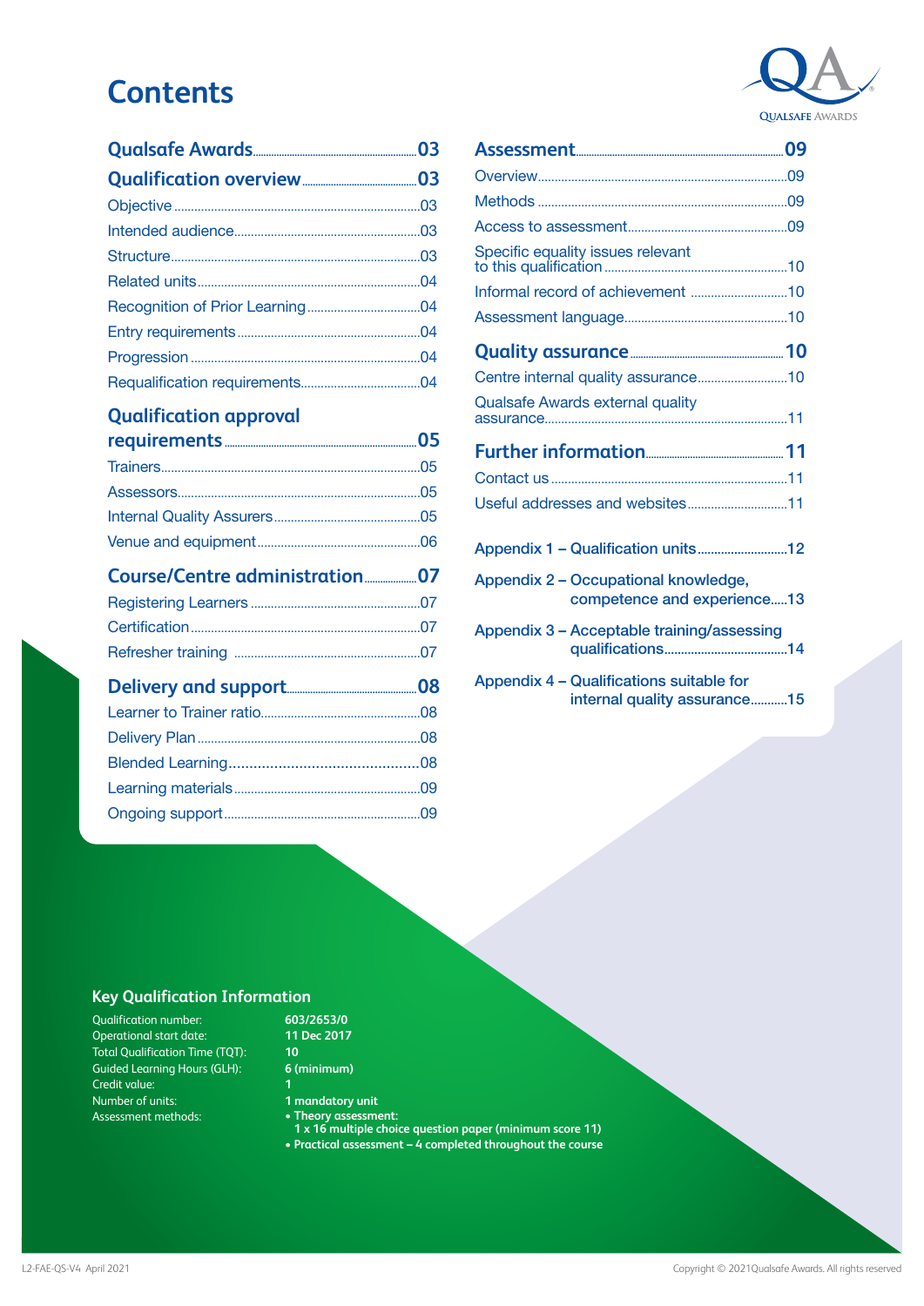# Contents

**Qualsafe Awards** .......... 03

**Qualification overview** .......... 03

- Objective .......... 03
- Intended audience .......... 03
- Structure .......... 03
- Related units .......... 04
- Recognition of Prior Learning .......... 04
- Entry requirements .......... 04
- Progression .......... 04
- Requalification requirements .......... 04

**Qualification approval requirements** .......... 05

- Trainers .......... 05
- Assessors .......... 05
- Internal Quality Assurers .......... 05
- Venue and equipment .......... 06

**Course/Centre administration** .......... 07

- Registering Learners .......... 07
- Certification .......... 07
- Refresher training .......... 07

**Delivery and support** .......... 08

- Learner to Trainer ratio .......... 08
- Delivery Plan .......... 08
- Blended Learning .......... 08
- Learning materials .......... 09
- Ongoing support .......... 09

**Assessment** .......... 09

- Overview .......... 09
- Methods .......... 09
- Access to assessment .......... 09
- Specific equality issues relevant to this qualification .......... 10
- Informal record of achievement .......... 10
- Assessment language .......... 10

**Quality assurance** .......... 10

- Centre internal quality assurance .......... 10
- Qualsafe Awards external quality assurance .......... 11

**Further information** .......... 11

- Contact us .......... 11
- Useful addresses and websites .......... 11

Appendix 1 – Qualification units .......... 12

Appendix 2 – Occupational knowledge, competence and experience .......... 13

Appendix 3 – Acceptable training/assessing qualifications .......... 14

Appendix 4 – Qualifications suitable for internal quality assurance .......... 15

## Key Qualification Information

| | |
|---|---|
| Qualification number: | **603/2653/0** |
| Operational start date: | **11 Dec 2017** |
| Total Qualification Time (TQT): | **10** |
| Guided Learning Hours (GLH): | **6 (minimum)** |
| Credit value: | **1** |
| Number of units: | **1 mandatory unit** |
| Assessment methods: | **• Theory assessment: 1 x 16 multiple choice question paper (minimum score 11)** <br> **• Practical assessment – 4 completed throughout the course** |

L2-FAE-QS-V4 April 2021

Copyright © 2021 Qualsafe Awards. All rights reserved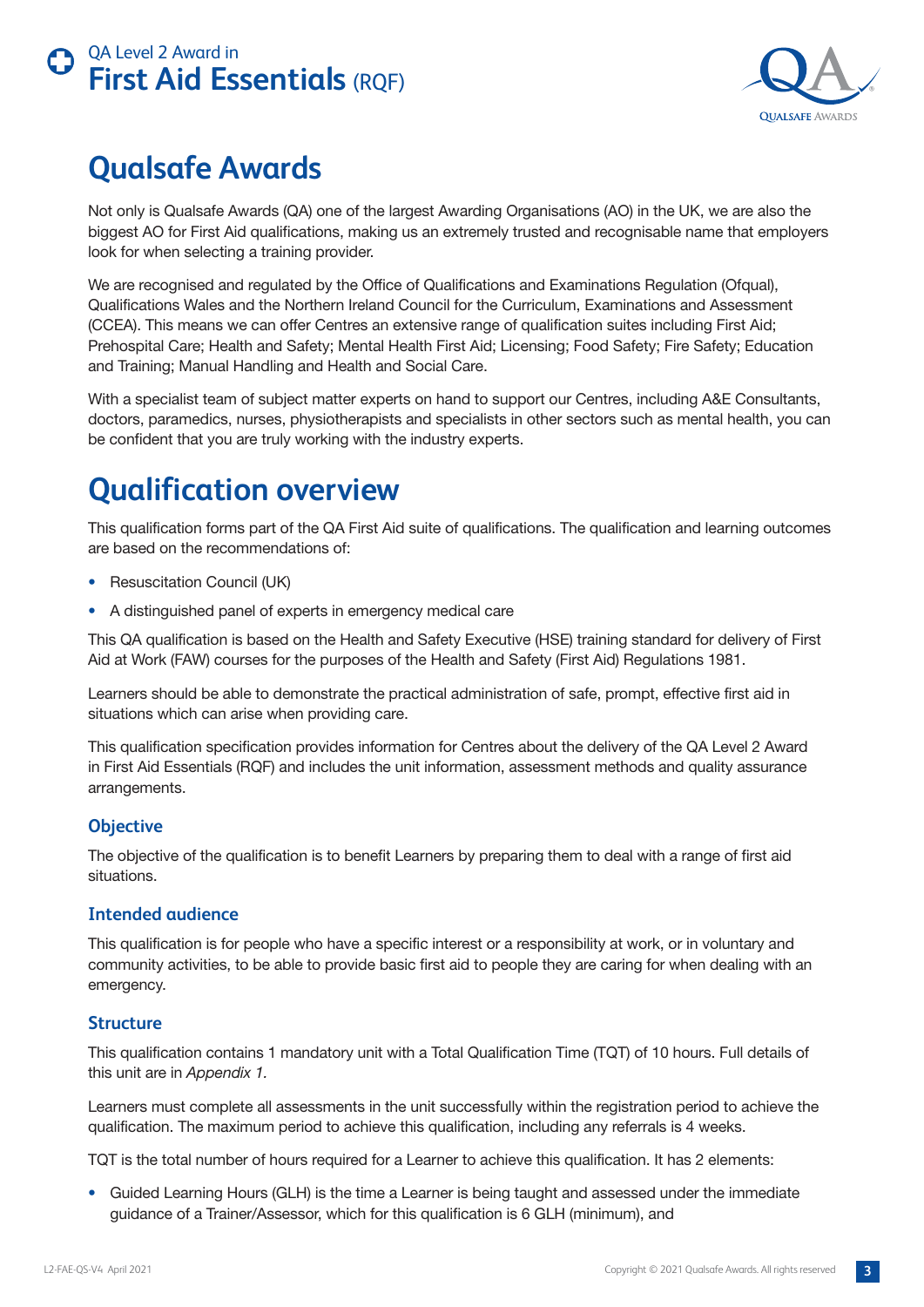# Qualsafe Awards

Not only is Qualsafe Awards (QA) one of the largest Awarding Organisations (AO) in the UK, we are also the biggest AO for First Aid qualifications, making us an extremely trusted and recognisable name that employers look for when selecting a training provider.

We are recognised and regulated by the Office of Qualifications and Examinations Regulation (Ofqual), Qualifications Wales and the Northern Ireland Council for the Curriculum, Examinations and Assessment (CCEA). This means we can offer Centres an extensive range of qualification suites including First Aid; Prehospital Care; Health and Safety; Mental Health First Aid; Licensing; Food Safety; Fire Safety; Education and Training; Manual Handling and Health and Social Care.

With a specialist team of subject matter experts on hand to support our Centres, including A&E Consultants, doctors, paramedics, nurses, physiotherapists and specialists in other sectors such as mental health, you can be confident that you are truly working with the industry experts.

# Qualification overview

This qualification forms part of the QA First Aid suite of qualifications. The qualification and learning outcomes are based on the recommendations of:

- Resuscitation Council (UK)
- A distinguished panel of experts in emergency medical care

This QA qualification is based on the Health and Safety Executive (HSE) training standard for delivery of First Aid at Work (FAW) courses for the purposes of the Health and Safety (First Aid) Regulations 1981.

Learners should be able to demonstrate the practical administration of safe, prompt, effective first aid in situations which can arise when providing care.

This qualification specification provides information for Centres about the delivery of the QA Level 2 Award in First Aid Essentials (RQF) and includes the unit information, assessment methods and quality assurance arrangements.

### Objective

The objective of the qualification is to benefit Learners by preparing them to deal with a range of first aid situations.

### Intended audience

This qualification is for people who have a specific interest or a responsibility at work, or in voluntary and community activities, to be able to provide basic first aid to people they are caring for when dealing with an emergency.

### Structure

This qualification contains 1 mandatory unit with a Total Qualification Time (TQT) of 10 hours. Full details of this unit are in *Appendix 1*.

Learners must complete all assessments in the unit successfully within the registration period to achieve the qualification. The maximum period to achieve this qualification, including any referrals is 4 weeks.

TQT is the total number of hours required for a Learner to achieve this qualification. It has 2 elements:

- Guided Learning Hours (GLH) is the time a Learner is being taught and assessed under the immediate guidance of a Trainer/Assessor, which for this qualification is 6 GLH (minimum), and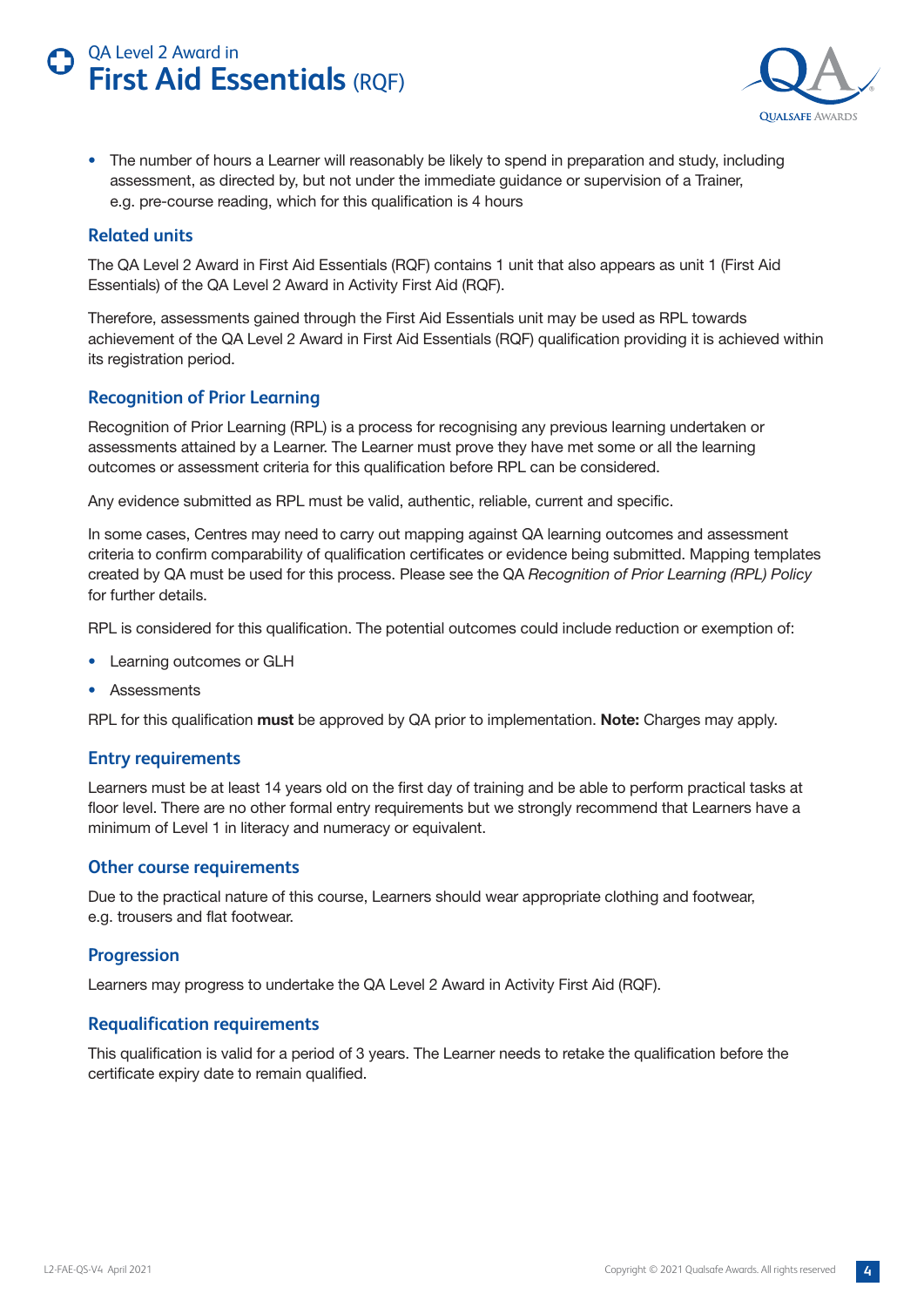- The number of hours a Learner will reasonably be likely to spend in preparation and study, including assessment, as directed by, but not under the immediate guidance or supervision of a Trainer, e.g. pre-course reading, which for this qualification is 4 hours

## Related units

The QA Level 2 Award in First Aid Essentials (RQF) contains 1 unit that also appears as unit 1 (First Aid Essentials) of the QA Level 2 Award in Activity First Aid (RQF).

Therefore, assessments gained through the First Aid Essentials unit may be used as RPL towards achievement of the QA Level 2 Award in First Aid Essentials (RQF) qualification providing it is achieved within its registration period.

## Recognition of Prior Learning

Recognition of Prior Learning (RPL) is a process for recognising any previous learning undertaken or assessments attained by a Learner. The Learner must prove they have met some or all the learning outcomes or assessment criteria for this qualification before RPL can be considered.

Any evidence submitted as RPL must be valid, authentic, reliable, current and specific.

In some cases, Centres may need to carry out mapping against QA learning outcomes and assessment criteria to confirm comparability of qualification certificates or evidence being submitted. Mapping templates created by QA must be used for this process. Please see the QA *Recognition of Prior Learning (RPL) Policy* for further details.

RPL is considered for this qualification. The potential outcomes could include reduction or exemption of:

- Learning outcomes or GLH
- Assessments

RPL for this qualification **must** be approved by QA prior to implementation. **Note:** Charges may apply.

## Entry requirements

Learners must be at least 14 years old on the first day of training and be able to perform practical tasks at floor level. There are no other formal entry requirements but we strongly recommend that Learners have a minimum of Level 1 in literacy and numeracy or equivalent.

## Other course requirements

Due to the practical nature of this course, Learners should wear appropriate clothing and footwear, e.g. trousers and flat footwear.

## Progression

Learners may progress to undertake the QA Level 2 Award in Activity First Aid (RQF).

## Requalification requirements

This qualification is valid for a period of 3 years. The Learner needs to retake the qualification before the certificate expiry date to remain qualified.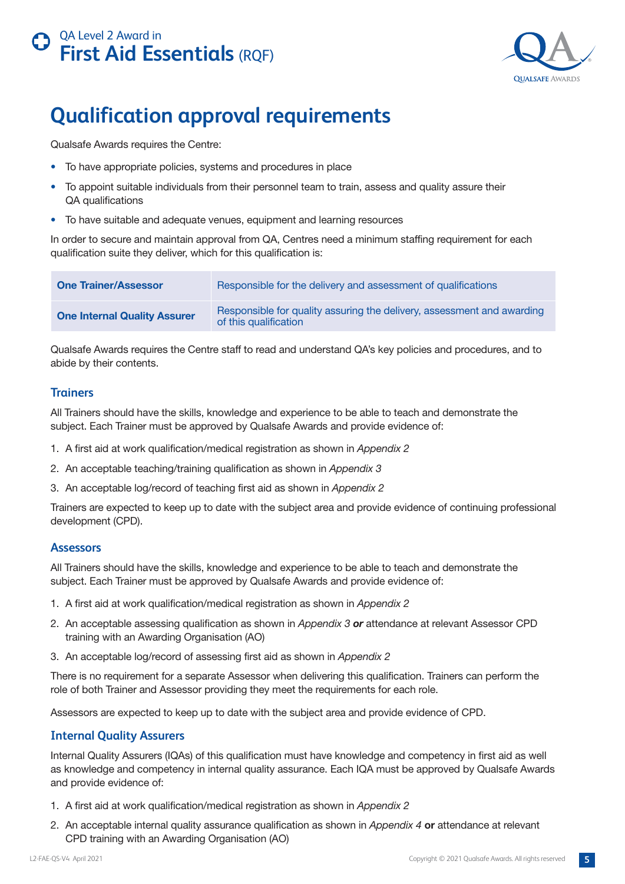# Qualification approval requirements

Qualsafe Awards requires the Centre:

- To have appropriate policies, systems and procedures in place
- To appoint suitable individuals from their personnel team to train, assess and quality assure their QA qualifications
- To have suitable and adequate venues, equipment and learning resources

In order to secure and maintain approval from QA, Centres need a minimum staffing requirement for each qualification suite they deliver, which for this qualification is:

| | |
|---|---|
| **One Trainer/Assessor** | Responsible for the delivery and assessment of qualifications |
| **One Internal Quality Assurer** | Responsible for quality assuring the delivery, assessment and awarding of this qualification |

Qualsafe Awards requires the Centre staff to read and understand QA's key policies and procedures, and to abide by their contents.

## Trainers

All Trainers should have the skills, knowledge and experience to be able to teach and demonstrate the subject. Each Trainer must be approved by Qualsafe Awards and provide evidence of:

1. A first aid at work qualification/medical registration as shown in *Appendix 2*
2. An acceptable teaching/training qualification as shown in *Appendix 3*
3. An acceptable log/record of teaching first aid as shown in *Appendix 2*

Trainers are expected to keep up to date with the subject area and provide evidence of continuing professional development (CPD).

## Assessors

All Trainers should have the skills, knowledge and experience to be able to teach and demonstrate the subject. Each Trainer must be approved by Qualsafe Awards and provide evidence of:

1. A first aid at work qualification/medical registration as shown in *Appendix 2*
2. An acceptable assessing qualification as shown in *Appendix 3* ***or*** attendance at relevant Assessor CPD training with an Awarding Organisation (AO)
3. An acceptable log/record of assessing first aid as shown in *Appendix 2*

There is no requirement for a separate Assessor when delivering this qualification. Trainers can perform the role of both Trainer and Assessor providing they meet the requirements for each role.

Assessors are expected to keep up to date with the subject area and provide evidence of CPD.

## Internal Quality Assurers

Internal Quality Assurers (IQAs) of this qualification must have knowledge and competency in first aid as well as knowledge and competency in internal quality assurance. Each IQA must be approved by Qualsafe Awards and provide evidence of:

1. A first aid at work qualification/medical registration as shown in *Appendix 2*
2. An acceptable internal quality assurance qualification as shown in *Appendix 4* **or** attendance at relevant CPD training with an Awarding Organisation (AO)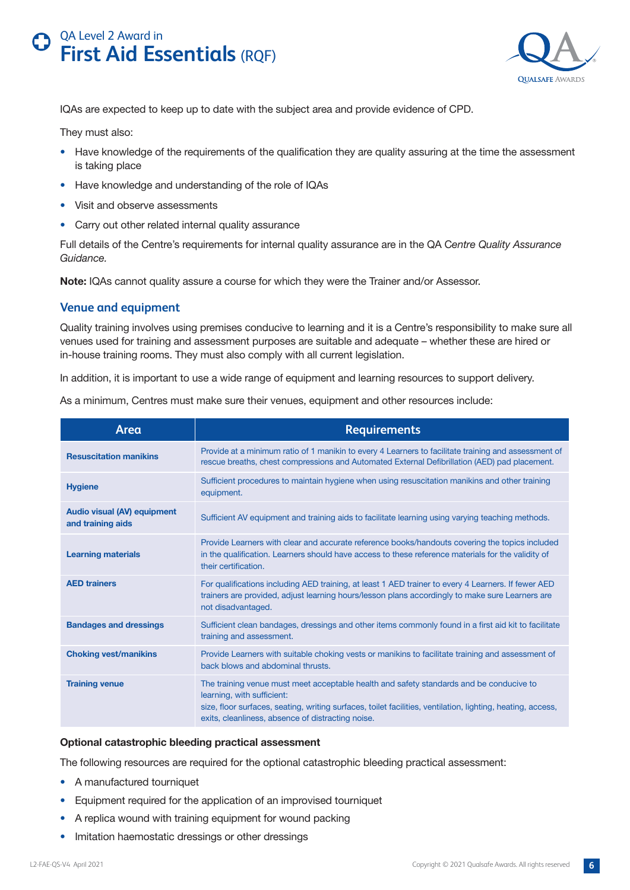IQAs are expected to keep up to date with the subject area and provide evidence of CPD.

They must also:

- Have knowledge of the requirements of the qualification they are quality assuring at the time the assessment is taking place
- Have knowledge and understanding of the role of IQAs
- Visit and observe assessments
- Carry out other related internal quality assurance

Full details of the Centre's requirements for internal quality assurance are in the QA C*entre Quality Assurance Guidance.*

**Note:** IQAs cannot quality assure a course for which they were the Trainer and/or Assessor.

## Venue and equipment

Quality training involves using premises conducive to learning and it is a Centre's responsibility to make sure all venues used for training and assessment purposes are suitable and adequate – whether these are hired or in-house training rooms. They must also comply with all current legislation.

In addition, it is important to use a wide range of equipment and learning resources to support delivery.

As a minimum, Centres must make sure their venues, equipment and other resources include:

| Area | Requirements |
|---|---|
| **Resuscitation manikins** | Provide at a minimum ratio of 1 manikin to every 4 Learners to facilitate training and assessment of rescue breaths, chest compressions and Automated External Defibrillation (AED) pad placement. |
| **Hygiene** | Sufficient procedures to maintain hygiene when using resuscitation manikins and other training equipment. |
| **Audio visual (AV) equipment and training aids** | Sufficient AV equipment and training aids to facilitate learning using varying teaching methods. |
| **Learning materials** | Provide Learners with clear and accurate reference books/handouts covering the topics included in the qualification. Learners should have access to these reference materials for the validity of their certification. |
| **AED trainers** | For qualifications including AED training, at least 1 AED trainer to every 4 Learners. If fewer AED trainers are provided, adjust learning hours/lesson plans accordingly to make sure Learners are not disadvantaged. |
| **Bandages and dressings** | Sufficient clean bandages, dressings and other items commonly found in a first aid kit to facilitate training and assessment. |
| **Choking vest/manikins** | Provide Learners with suitable choking vests or manikins to facilitate training and assessment of back blows and abdominal thrusts. |
| **Training venue** | The training venue must meet acceptable health and safety standards and be conducive to learning, with sufficient:<br>size, floor surfaces, seating, writing surfaces, toilet facilities, ventilation, lighting, heating, access, exits, cleanliness, absence of distracting noise. |

**Optional catastrophic bleeding practical assessment**

The following resources are required for the optional catastrophic bleeding practical assessment:

- A manufactured tourniquet
- Equipment required for the application of an improvised tourniquet
- A replica wound with training equipment for wound packing
- Imitation haemostatic dressings or other dressings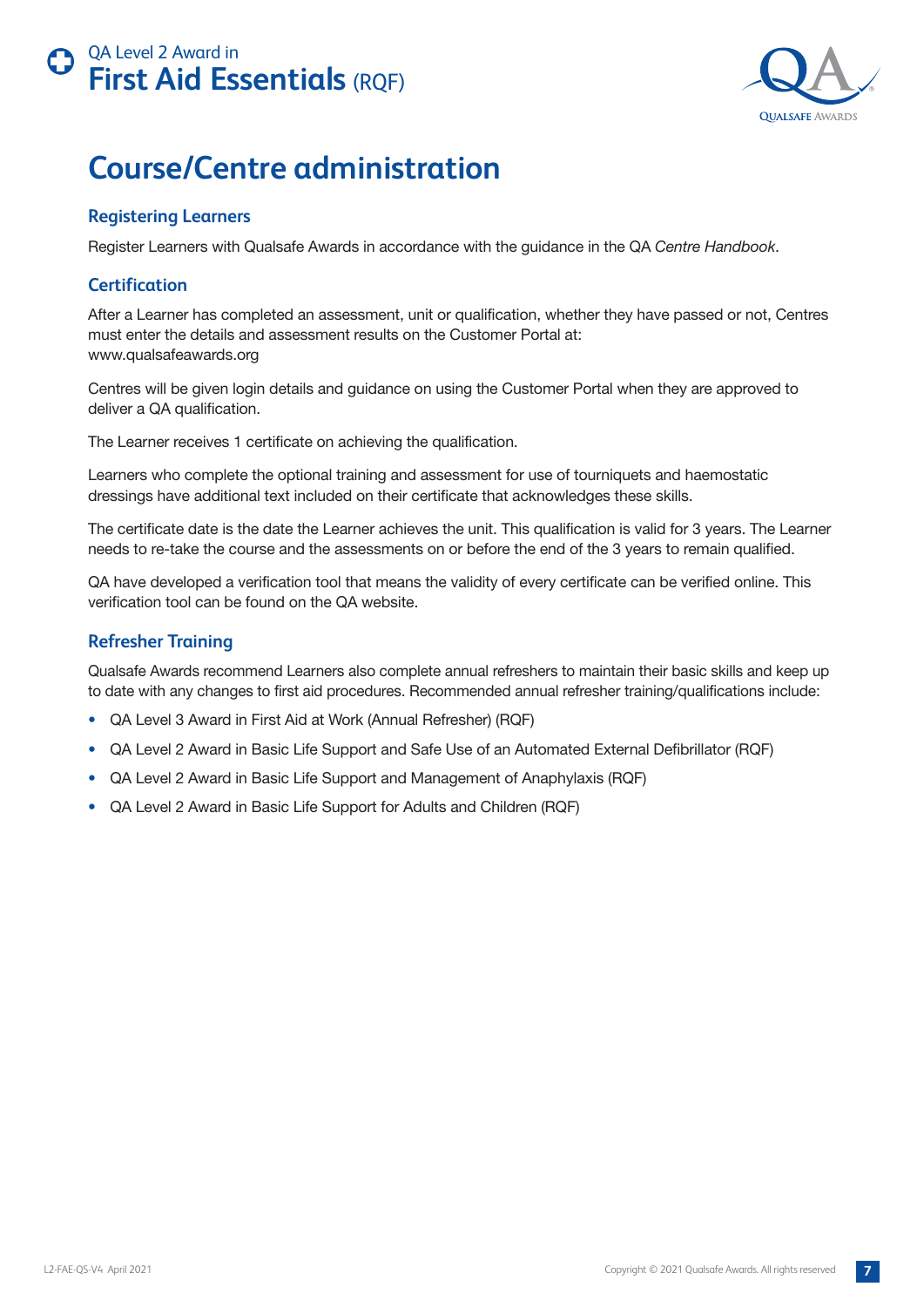# Course/Centre administration

### Registering Learners

Register Learners with Qualsafe Awards in accordance with the guidance in the QA *Centre Handbook*.

### Certification

After a Learner has completed an assessment, unit or qualification, whether they have passed or not, Centres must enter the details and assessment results on the Customer Portal at: www.qualsafeawards.org

Centres will be given login details and guidance on using the Customer Portal when they are approved to deliver a QA qualification.

The Learner receives 1 certificate on achieving the qualification.

Learners who complete the optional training and assessment for use of tourniquets and haemostatic dressings have additional text included on their certificate that acknowledges these skills.

The certificate date is the date the Learner achieves the unit. This qualification is valid for 3 years. The Learner needs to re-take the course and the assessments on or before the end of the 3 years to remain qualified.

QA have developed a verification tool that means the validity of every certificate can be verified online. This verification tool can be found on the QA website.

### Refresher Training

Qualsafe Awards recommend Learners also complete annual refreshers to maintain their basic skills and keep up to date with any changes to first aid procedures. Recommended annual refresher training/qualifications include:

- QA Level 3 Award in First Aid at Work (Annual Refresher) (RQF)
- QA Level 2 Award in Basic Life Support and Safe Use of an Automated External Defibrillator (RQF)
- QA Level 2 Award in Basic Life Support and Management of Anaphylaxis (RQF)
- QA Level 2 Award in Basic Life Support for Adults and Children (RQF)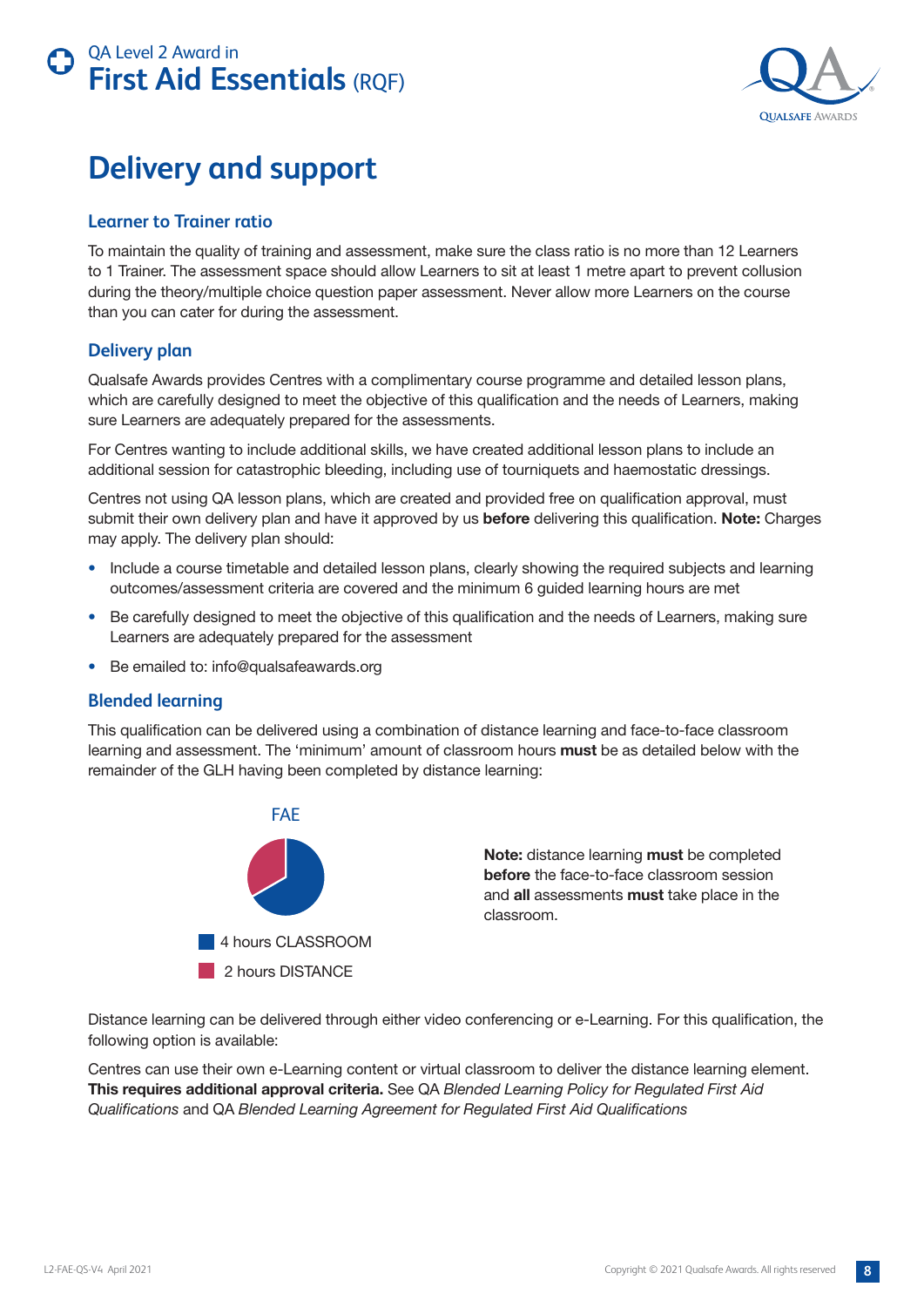# Delivery and support

## Learner to Trainer ratio

To maintain the quality of training and assessment, make sure the class ratio is no more than 12 Learners to 1 Trainer. The assessment space should allow Learners to sit at least 1 metre apart to prevent collusion during the theory/multiple choice question paper assessment. Never allow more Learners on the course than you can cater for during the assessment.

## Delivery plan

Qualsafe Awards provides Centres with a complimentary course programme and detailed lesson plans, which are carefully designed to meet the objective of this qualification and the needs of Learners, making sure Learners are adequately prepared for the assessments.

For Centres wanting to include additional skills, we have created additional lesson plans to include an additional session for catastrophic bleeding, including use of tourniquets and haemostatic dressings.

Centres not using QA lesson plans, which are created and provided free on qualification approval, must submit their own delivery plan and have it approved by us **before** delivering this qualification. **Note:** Charges may apply. The delivery plan should:

- Include a course timetable and detailed lesson plans, clearly showing the required subjects and learning outcomes/assessment criteria are covered and the minimum 6 guided learning hours are met
- Be carefully designed to meet the objective of this qualification and the needs of Learners, making sure Learners are adequately prepared for the assessment
- Be emailed to: info@qualsafeawards.org

## Blended learning

This qualification can be delivered using a combination of distance learning and face-to-face classroom learning and assessment. The 'minimum' amount of classroom hours **must** be as detailed below with the remainder of the GLH having been completed by distance learning:

FAE

- 4 hours CLASSROOM
- 2 hours DISTANCE

**Note:** distance learning **must** be completed **before** the face-to-face classroom session and **all** assessments **must** take place in the classroom.

Distance learning can be delivered through either video conferencing or e-Learning. For this qualification, the following option is available:

Centres can use their own e-Learning content or virtual classroom to deliver the distance learning element. **This requires additional approval criteria.** See QA *Blended Learning Policy for Regulated First Aid Qualifications* and QA *Blended Learning Agreement for Regulated First Aid Qualifications*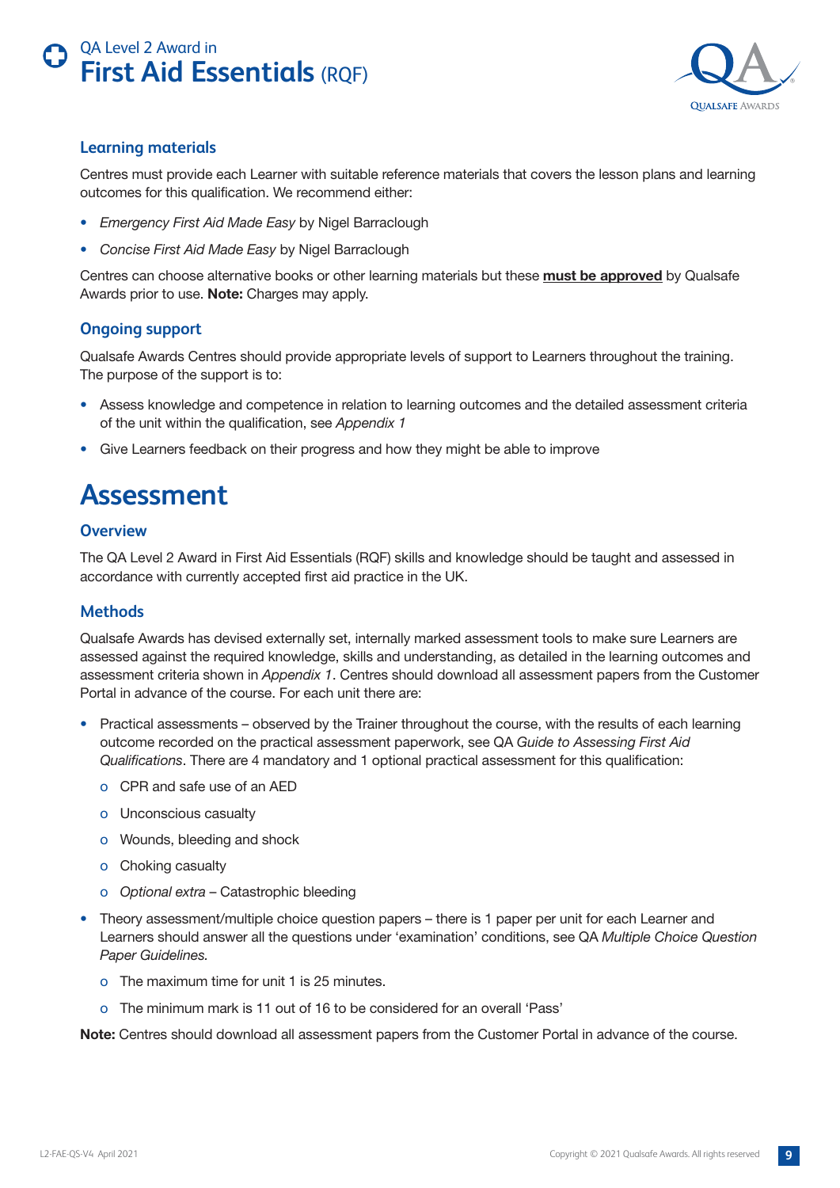## Learning materials

Centres must provide each Learner with suitable reference materials that covers the lesson plans and learning outcomes for this qualification. We recommend either:

- *Emergency First Aid Made Easy* by Nigel Barraclough
- *Concise First Aid Made Easy* by Nigel Barraclough

Centres can choose alternative books or other learning materials but these **must be approved** by Qualsafe Awards prior to use. **Note:** Charges may apply.

## Ongoing support

Qualsafe Awards Centres should provide appropriate levels of support to Learners throughout the training. The purpose of the support is to:

- Assess knowledge and competence in relation to learning outcomes and the detailed assessment criteria of the unit within the qualification, see *Appendix 1*
- Give Learners feedback on their progress and how they might be able to improve

# Assessment

## Overview

The QA Level 2 Award in First Aid Essentials (RQF) skills and knowledge should be taught and assessed in accordance with currently accepted first aid practice in the UK.

## Methods

Qualsafe Awards has devised externally set, internally marked assessment tools to make sure Learners are assessed against the required knowledge, skills and understanding, as detailed in the learning outcomes and assessment criteria shown in *Appendix 1*. Centres should download all assessment papers from the Customer Portal in advance of the course. For each unit there are:

- Practical assessments – observed by the Trainer throughout the course, with the results of each learning outcome recorded on the practical assessment paperwork, see QA *Guide to Assessing First Aid Qualifications*. There are 4 mandatory and 1 optional practical assessment for this qualification:
  - CPR and safe use of an AED
  - Unconscious casualty
  - Wounds, bleeding and shock
  - Choking casualty
  - *Optional extra* – Catastrophic bleeding
- Theory assessment/multiple choice question papers – there is 1 paper per unit for each Learner and Learners should answer all the questions under 'examination' conditions, see QA *Multiple Choice Question Paper Guidelines.*
  - The maximum time for unit 1 is 25 minutes.
  - The minimum mark is 11 out of 16 to be considered for an overall 'Pass'

**Note:** Centres should download all assessment papers from the Customer Portal in advance of the course.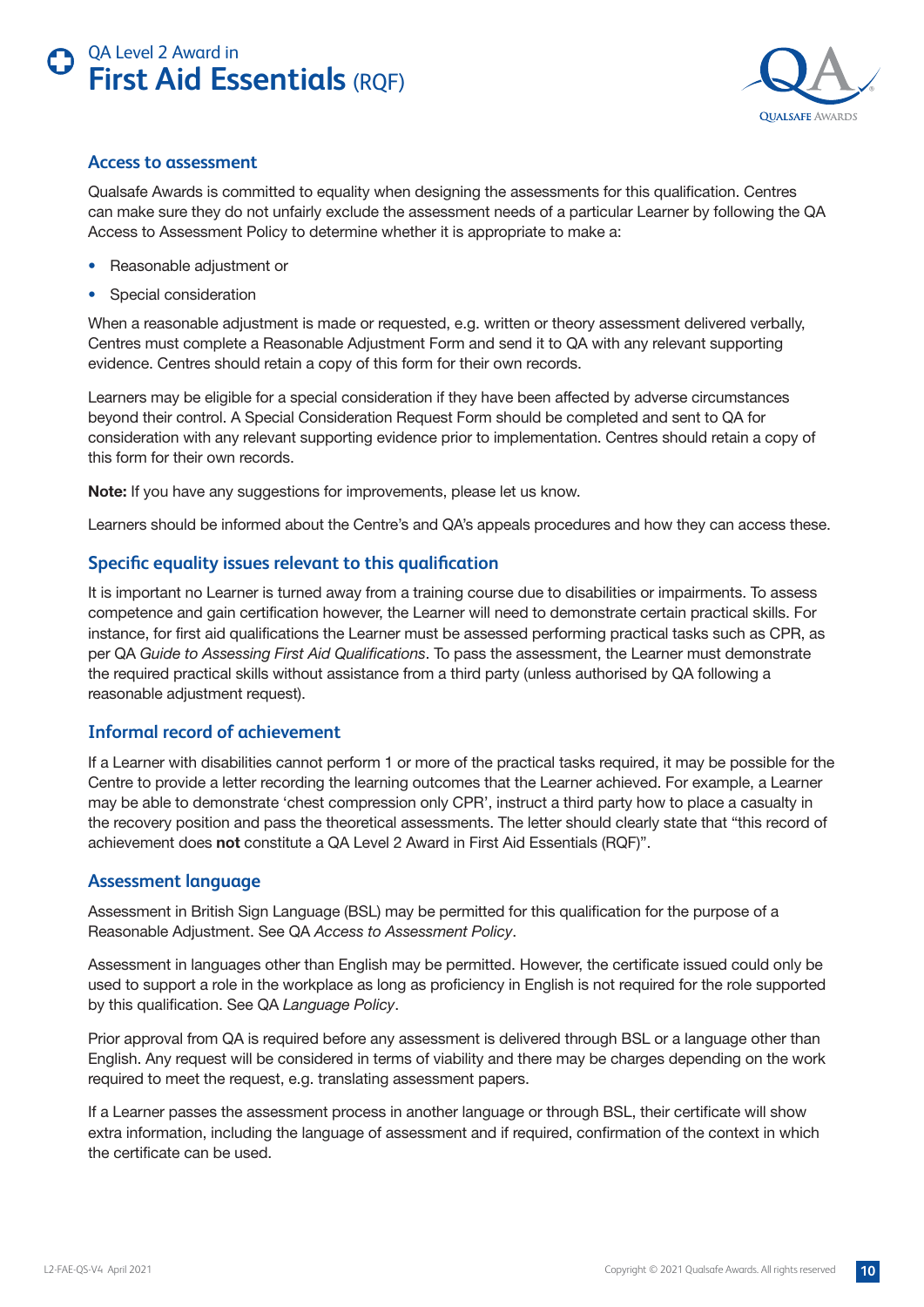## Access to assessment

Qualsafe Awards is committed to equality when designing the assessments for this qualification. Centres can make sure they do not unfairly exclude the assessment needs of a particular Learner by following the QA Access to Assessment Policy to determine whether it is appropriate to make a:

- Reasonable adjustment or
- Special consideration

When a reasonable adjustment is made or requested, e.g. written or theory assessment delivered verbally, Centres must complete a Reasonable Adjustment Form and send it to QA with any relevant supporting evidence. Centres should retain a copy of this form for their own records.

Learners may be eligible for a special consideration if they have been affected by adverse circumstances beyond their control. A Special Consideration Request Form should be completed and sent to QA for consideration with any relevant supporting evidence prior to implementation. Centres should retain a copy of this form for their own records.

**Note:** If you have any suggestions for improvements, please let us know.

Learners should be informed about the Centre's and QA's appeals procedures and how they can access these.

## Specific equality issues relevant to this qualification

It is important no Learner is turned away from a training course due to disabilities or impairments. To assess competence and gain certification however, the Learner will need to demonstrate certain practical skills. For instance, for first aid qualifications the Learner must be assessed performing practical tasks such as CPR, as per QA *Guide to Assessing First Aid Qualifications*. To pass the assessment, the Learner must demonstrate the required practical skills without assistance from a third party (unless authorised by QA following a reasonable adjustment request).

## Informal record of achievement

If a Learner with disabilities cannot perform 1 or more of the practical tasks required, it may be possible for the Centre to provide a letter recording the learning outcomes that the Learner achieved. For example, a Learner may be able to demonstrate 'chest compression only CPR', instruct a third party how to place a casualty in the recovery position and pass the theoretical assessments. The letter should clearly state that "this record of achievement does **not** constitute a QA Level 2 Award in First Aid Essentials (RQF)".

## Assessment language

Assessment in British Sign Language (BSL) may be permitted for this qualification for the purpose of a Reasonable Adjustment. See QA *Access to Assessment Policy*.

Assessment in languages other than English may be permitted. However, the certificate issued could only be used to support a role in the workplace as long as proficiency in English is not required for the role supported by this qualification. See QA *Language Policy*.

Prior approval from QA is required before any assessment is delivered through BSL or a language other than English. Any request will be considered in terms of viability and there may be charges depending on the work required to meet the request, e.g. translating assessment papers.

If a Learner passes the assessment process in another language or through BSL, their certificate will show extra information, including the language of assessment and if required, confirmation of the context in which the certificate can be used.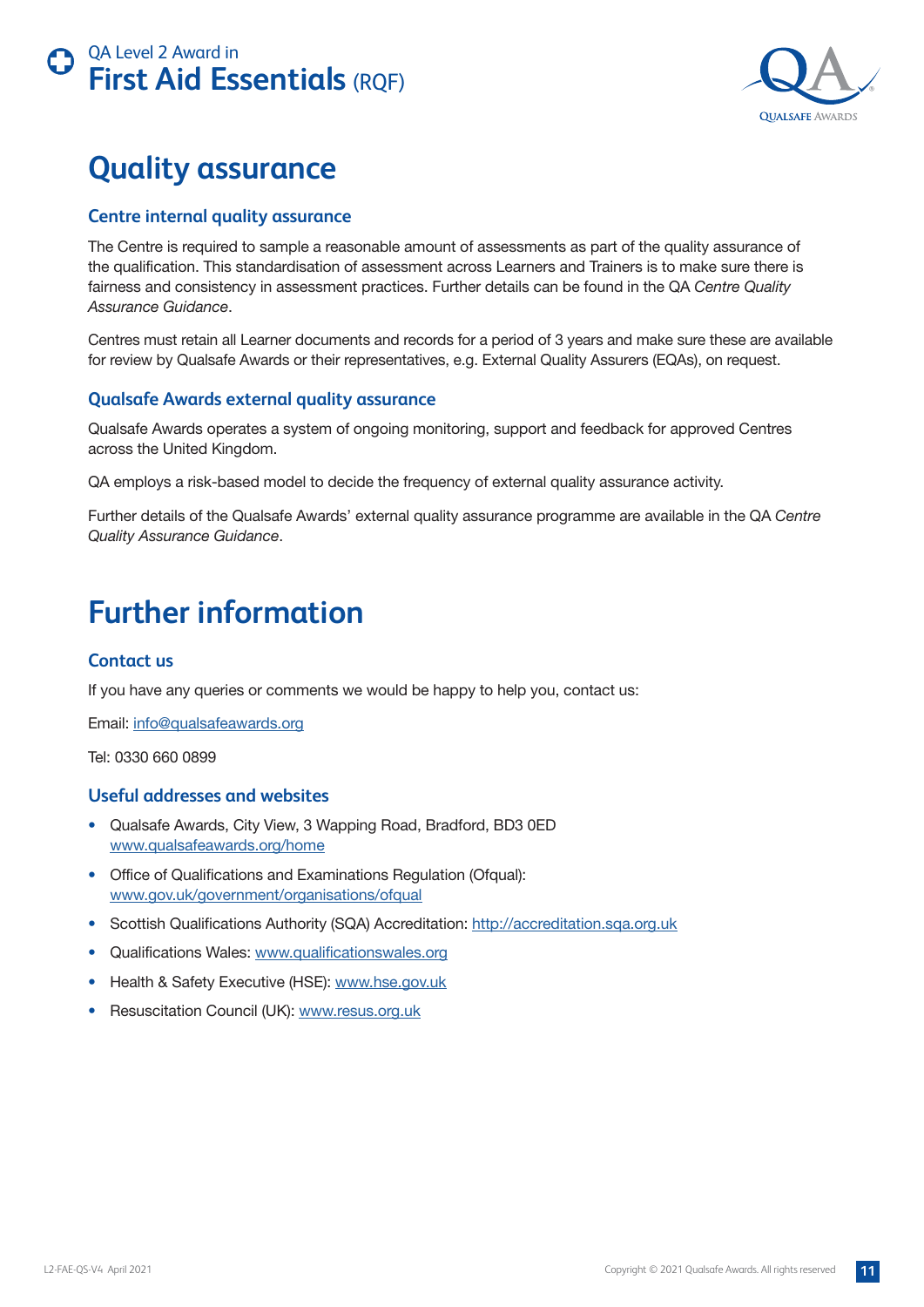# Quality assurance

## Centre internal quality assurance

The Centre is required to sample a reasonable amount of assessments as part of the quality assurance of the qualification. This standardisation of assessment across Learners and Trainers is to make sure there is fairness and consistency in assessment practices. Further details can be found in the QA *Centre Quality Assurance Guidance*.

Centres must retain all Learner documents and records for a period of 3 years and make sure these are available for review by Qualsafe Awards or their representatives, e.g. External Quality Assurers (EQAs), on request.

## Qualsafe Awards external quality assurance

Qualsafe Awards operates a system of ongoing monitoring, support and feedback for approved Centres across the United Kingdom.

QA employs a risk-based model to decide the frequency of external quality assurance activity.

Further details of the Qualsafe Awards' external quality assurance programme are available in the QA *Centre Quality Assurance Guidance*.

# Further information

## Contact us

If you have any queries or comments we would be happy to help you, contact us:

Email: info@qualsafeawards.org

Tel: 0330 660 0899

## Useful addresses and websites

- Qualsafe Awards, City View, 3 Wapping Road, Bradford, BD3 0ED
  www.qualsafeawards.org/home
- Office of Qualifications and Examinations Regulation (Ofqual):
  www.gov.uk/government/organisations/ofqual
- Scottish Qualifications Authority (SQA) Accreditation: http://accreditation.sqa.org.uk
- Qualifications Wales: www.qualificationswales.org
- Health & Safety Executive (HSE): www.hse.gov.uk
- Resuscitation Council (UK): www.resus.org.uk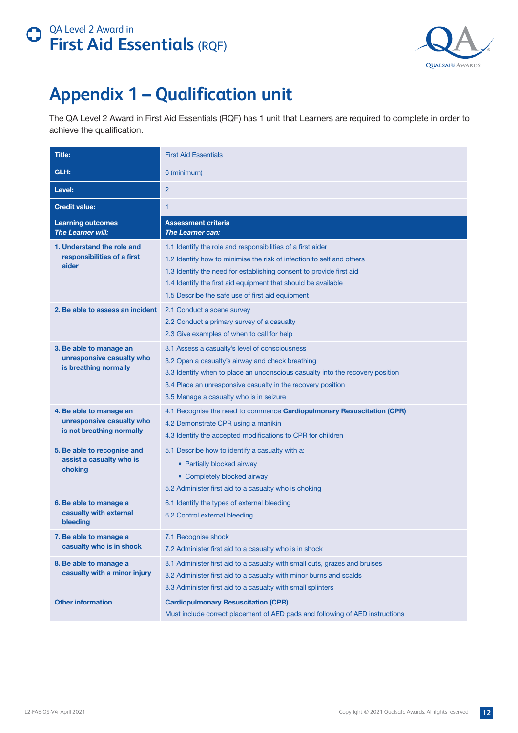# Appendix 1 – Qualification unit

The QA Level 2 Award in First Aid Essentials (RQF) has 1 unit that Learners are required to complete in order to achieve the qualification.

| **Title:** | First Aid Essentials |
|---|---|
| **GLH:** | 6 (minimum) |
| **Level:** | 2 |
| **Credit value:** | 1 |
| **Learning outcomes** *The Learner will:* | **Assessment criteria** *The Learner can:* |
| **1. Understand the role and responsibilities of a first aider** | 1.1 Identify the role and responsibilities of a first aider<br>1.2 Identify how to minimise the risk of infection to self and others<br>1.3 Identify the need for establishing consent to provide first aid<br>1.4 Identify the first aid equipment that should be available<br>1.5 Describe the safe use of first aid equipment |
| **2. Be able to assess an incident** | 2.1 Conduct a scene survey<br>2.2 Conduct a primary survey of a casualty<br>2.3 Give examples of when to call for help |
| **3. Be able to manage an unresponsive casualty who is breathing normally** | 3.1 Assess a casualty's level of consciousness<br>3.2 Open a casualty's airway and check breathing<br>3.3 Identify when to place an unconscious casualty into the recovery position<br>3.4 Place an unresponsive casualty in the recovery position<br>3.5 Manage a casualty who is in seizure |
| **4. Be able to manage an unresponsive casualty who is not breathing normally** | 4.1 Recognise the need to commence **Cardiopulmonary Resuscitation (CPR)**<br>4.2 Demonstrate CPR using a manikin<br>4.3 Identify the accepted modifications to CPR for children |
| **5. Be able to recognise and assist a casualty who is choking** | 5.1 Describe how to identify a casualty with a:<br>• Partially blocked airway<br>• Completely blocked airway<br>5.2 Administer first aid to a casualty who is choking |
| **6. Be able to manage a casualty with external bleeding** | 6.1 Identify the types of external bleeding<br>6.2 Control external bleeding |
| **7. Be able to manage a casualty who is in shock** | 7.1 Recognise shock<br>7.2 Administer first aid to a casualty who is in shock |
| **8. Be able to manage a casualty with a minor injury** | 8.1 Administer first aid to a casualty with small cuts, grazes and bruises<br>8.2 Administer first aid to a casualty with minor burns and scalds<br>8.3 Administer first aid to a casualty with small splinters |
| **Other information** | **Cardiopulmonary Resuscitation (CPR)**<br>Must include correct placement of AED pads and following of AED instructions |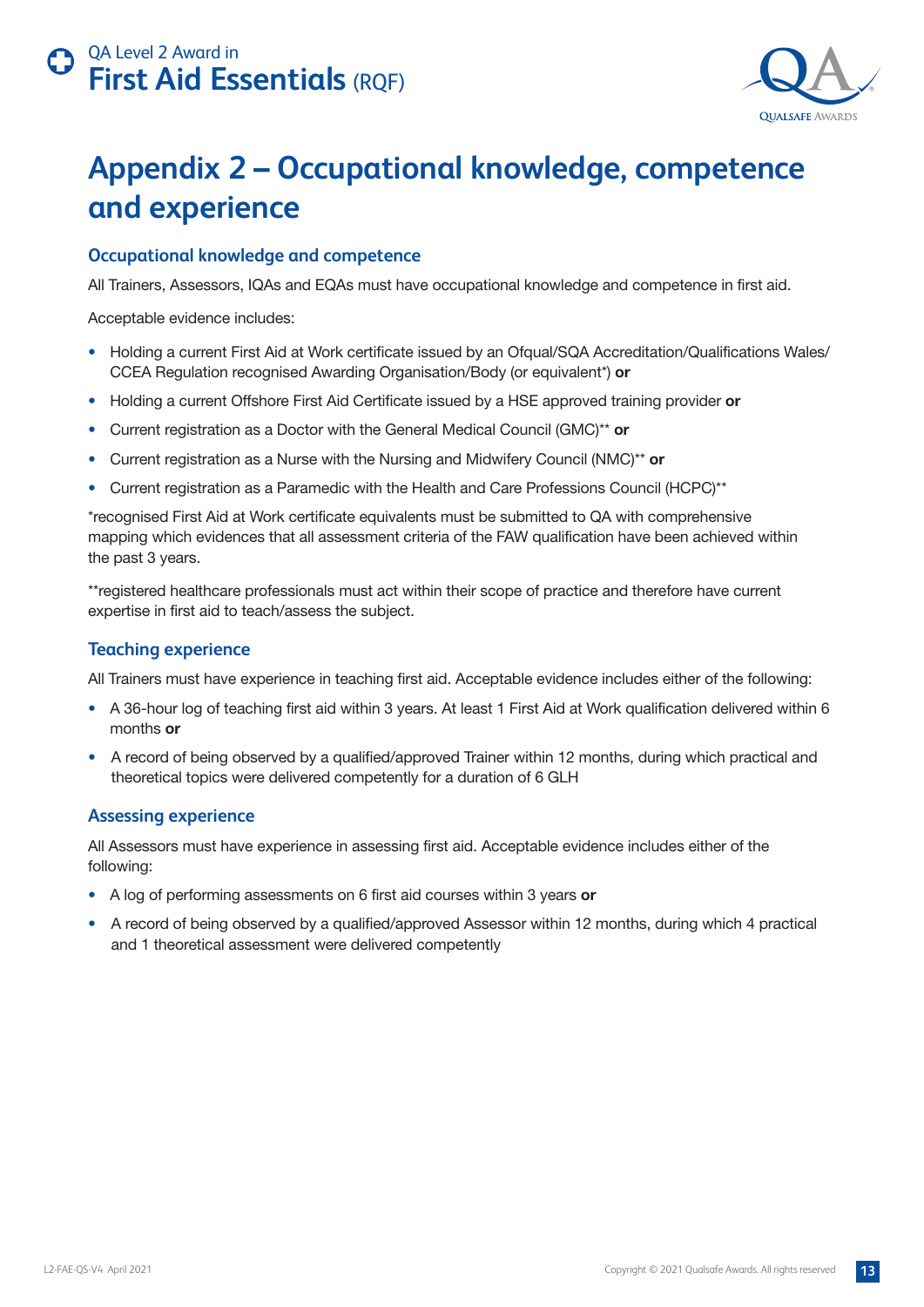# Appendix 2 – Occupational knowledge, competence and experience

## Occupational knowledge and competence

All Trainers, Assessors, IQAs and EQAs must have occupational knowledge and competence in first aid.

Acceptable evidence includes:

- Holding a current First Aid at Work certificate issued by an Ofqual/SQA Accreditation/Qualifications Wales/ CCEA Regulation recognised Awarding Organisation/Body (or equivalent*) **or**
- Holding a current Offshore First Aid Certificate issued by a HSE approved training provider **or**
- Current registration as a Doctor with the General Medical Council (GMC)** **or**
- Current registration as a Nurse with the Nursing and Midwifery Council (NMC)** **or**
- Current registration as a Paramedic with the Health and Care Professions Council (HCPC)**

*recognised First Aid at Work certificate equivalents must be submitted to QA with comprehensive mapping which evidences that all assessment criteria of the FAW qualification have been achieved within the past 3 years.

**registered healthcare professionals must act within their scope of practice and therefore have current expertise in first aid to teach/assess the subject.

## Teaching experience

All Trainers must have experience in teaching first aid. Acceptable evidence includes either of the following:

- A 36-hour log of teaching first aid within 3 years. At least 1 First Aid at Work qualification delivered within 6 months **or**
- A record of being observed by a qualified/approved Trainer within 12 months, during which practical and theoretical topics were delivered competently for a duration of 6 GLH

## Assessing experience

All Assessors must have experience in assessing first aid. Acceptable evidence includes either of the following:

- A log of performing assessments on 6 first aid courses within 3 years **or**
- A record of being observed by a qualified/approved Assessor within 12 months, during which 4 practical and 1 theoretical assessment were delivered competently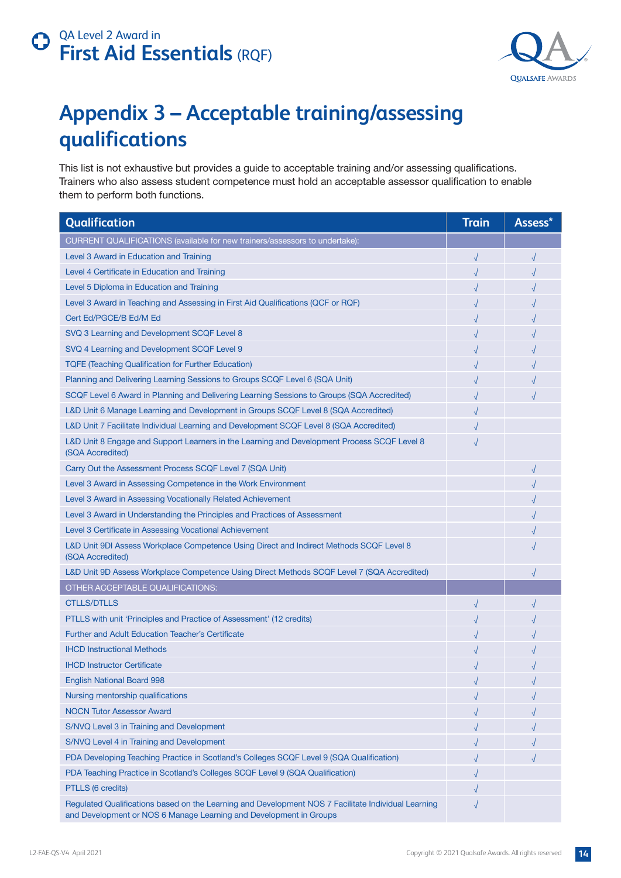# Appendix 3 – Acceptable training/assessing qualifications

This list is not exhaustive but provides a guide to acceptable training and/or assessing qualifications. Trainers who also assess student competence must hold an acceptable assessor qualification to enable them to perform both functions.

| Qualification | Train | Assess* |
|---|---|---|
| CURRENT QUALIFICATIONS (available for new trainers/assessors to undertake): | | |
| Level 3 Award in Education and Training | √ | √ |
| Level 4 Certificate in Education and Training | √ | √ |
| Level 5 Diploma in Education and Training | √ | √ |
| Level 3 Award in Teaching and Assessing in First Aid Qualifications (QCF or RQF) | √ | √ |
| Cert Ed/PGCE/B Ed/M Ed | √ | √ |
| SVQ 3 Learning and Development SCQF Level 8 | √ | √ |
| SVQ 4 Learning and Development SCQF Level 9 | √ | √ |
| TQFE (Teaching Qualification for Further Education) | √ | √ |
| Planning and Delivering Learning Sessions to Groups SCQF Level 6 (SQA Unit) | √ | √ |
| SCQF Level 6 Award in Planning and Delivering Learning Sessions to Groups (SQA Accredited) | √ | √ |
| L&D Unit 6 Manage Learning and Development in Groups SCQF Level 8 (SQA Accredited) | √ | |
| L&D Unit 7 Facilitate Individual Learning and Development SCQF Level 8 (SQA Accredited) | √ | |
| L&D Unit 8 Engage and Support Learners in the Learning and Development Process SCQF Level 8 (SQA Accredited) | √ | |
| Carry Out the Assessment Process SCQF Level 7 (SQA Unit) | | √ |
| Level 3 Award in Assessing Competence in the Work Environment | | √ |
| Level 3 Award in Assessing Vocationally Related Achievement | | √ |
| Level 3 Award in Understanding the Principles and Practices of Assessment | | √ |
| Level 3 Certificate in Assessing Vocational Achievement | | √ |
| L&D Unit 9DI Assess Workplace Competence Using Direct and Indirect Methods SCQF Level 8 (SQA Accredited) | | √ |
| L&D Unit 9D Assess Workplace Competence Using Direct Methods SCQF Level 7 (SQA Accredited) | | √ |
| OTHER ACCEPTABLE QUALIFICATIONS: | | |
| CTLLS/DTLLS | √ | √ |
| PTLLS with unit 'Principles and Practice of Assessment' (12 credits) | √ | √ |
| Further and Adult Education Teacher's Certificate | √ | √ |
| IHCD Instructional Methods | √ | √ |
| IHCD Instructor Certificate | √ | √ |
| English National Board 998 | √ | √ |
| Nursing mentorship qualifications | √ | √ |
| NOCN Tutor Assessor Award | √ | √ |
| S/NVQ Level 3 in Training and Development | √ | √ |
| S/NVQ Level 4 in Training and Development | √ | √ |
| PDA Developing Teaching Practice in Scotland's Colleges SCQF Level 9 (SQA Qualification) | √ | √ |
| PDA Teaching Practice in Scotland's Colleges SCQF Level 9 (SQA Qualification) | √ | |
| PTLLS (6 credits) | √ | |
| Regulated Qualifications based on the Learning and Development NOS 7 Facilitate Individual Learning and Development or NOS 6 Manage Learning and Development in Groups | √ | |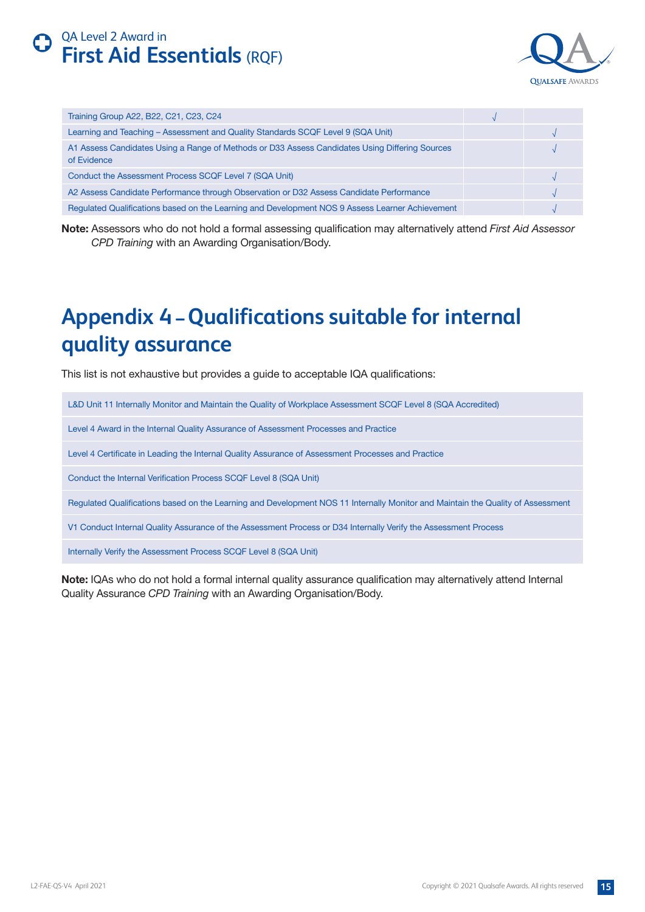| | | |
|---|---|---|
| Training Group A22, B22, C21, C23, C24 | √ | |
| Learning and Teaching – Assessment and Quality Standards SCQF Level 9 (SQA Unit) | | √ |
| A1 Assess Candidates Using a Range of Methods or D33 Assess Candidates Using Differing Sources of Evidence | | √ |
| Conduct the Assessment Process SCQF Level 7 (SQA Unit) | | √ |
| A2 Assess Candidate Performance through Observation or D32 Assess Candidate Performance | | √ |
| Regulated Qualifications based on the Learning and Development NOS 9 Assess Learner Achievement | | √ |

**Note:** Assessors who do not hold a formal assessing qualification may alternatively attend *First Aid Assessor CPD Training* with an Awarding Organisation/Body.

# Appendix 4 – Qualifications suitable for internal quality assurance

This list is not exhaustive but provides a guide to acceptable IQA qualifications:

| |
|---|
| L&D Unit 11 Internally Monitor and Maintain the Quality of Workplace Assessment SCQF Level 8 (SQA Accredited) |
| Level 4 Award in the Internal Quality Assurance of Assessment Processes and Practice |
| Level 4 Certificate in Leading the Internal Quality Assurance of Assessment Processes and Practice |
| Conduct the Internal Verification Process SCQF Level 8 (SQA Unit) |
| Regulated Qualifications based on the Learning and Development NOS 11 Internally Monitor and Maintain the Quality of Assessment |
| V1 Conduct Internal Quality Assurance of the Assessment Process or D34 Internally Verify the Assessment Process |
| Internally Verify the Assessment Process SCQF Level 8 (SQA Unit) |

**Note:** IQAs who do not hold a formal internal quality assurance qualification may alternatively attend Internal Quality Assurance *CPD Training* with an Awarding Organisation/Body.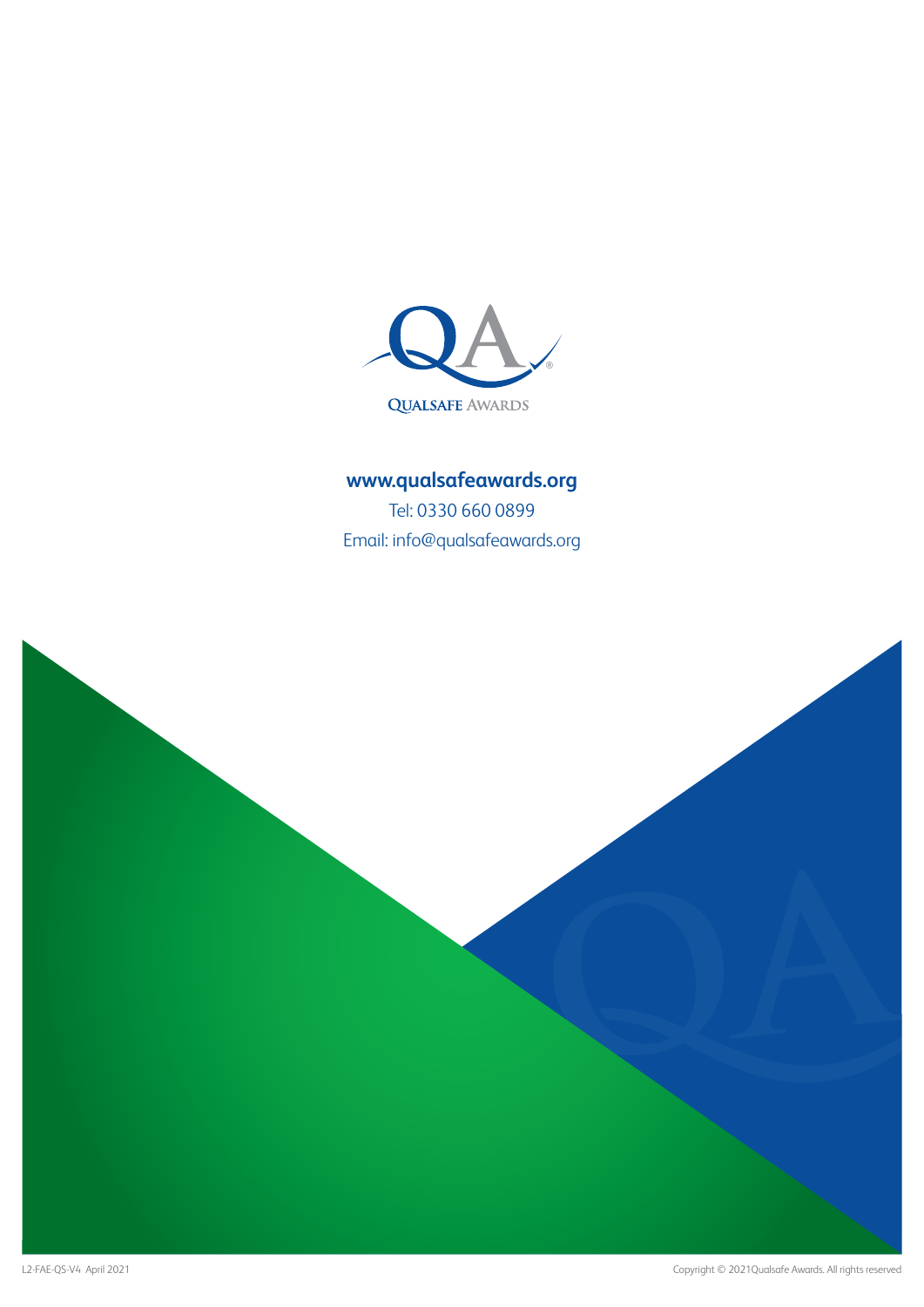QUALSAFE AWARDS

**www.qualsafeawards.org**

Tel: 0330 660 0899

Email: info@qualsafeawards.org

L2-FAE-QS-V4 April 2021

Copyright © 2021Qualsafe Awards. All rights reserved